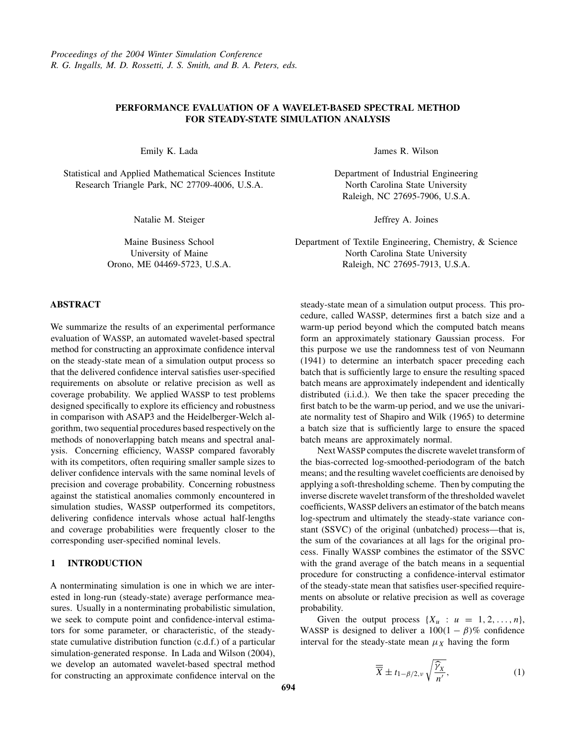# PERFORMANCE EVALUATION OF A WAVELET-BASED SPECTRAL METHOD FOR STEADY-STATE SIMULATION ANALYSIS

Emily K. Lada

Statistical and Applied Mathematical Sciences Institute
Research Triangle Park, NC 27709-4006, U.S.A.

James R. Wilson

Department of Industrial Engineering
North Carolina State University
Raleigh, NC 27695-7906, U.S.A.

Natalie M. Steiger

Maine Business School
University of Maine
Orono, ME 04469-5723, U.S.A.

Jeffrey A. Joines

Department of Textile Engineering, Chemistry, & Science
North Carolina State University
Raleigh, NC 27695-7913, U.S.A.

## ABSTRACT

We summarize the results of an experimental performance evaluation of WASSP, an automated wavelet-based spectral method for constructing an approximate confidence interval on the steady-state mean of a simulation output process so that the delivered confidence interval satisfies user-specified requirements on absolute or relative precision as well as coverage probability. We applied WASSP to test problems designed specifically to explore its efficiency and robustness in comparison with ASAP3 and the Heidelberger-Welch algorithm, two sequential procedures based respectively on the methods of nonoverlapping batch means and spectral analysis. Concerning efficiency, WASSP compared favorably with its competitors, often requiring smaller sample sizes to deliver confidence intervals with the same nominal levels of precision and coverage probability. Concerning robustness against the statistical anomalies commonly encountered in simulation studies, WASSP outperformed its competitors, delivering confidence intervals whose actual half-lengths and coverage probabilities were frequently closer to the corresponding user-specified nominal levels.

## 1 INTRODUCTION

A nonterminating simulation is one in which we are interested in long-run (steady-state) average performance measures. Usually in a nonterminating probabilistic simulation, we seek to compute point and confidence-interval estimators for some parameter, or characteristic, of the steady-state cumulative distribution function (c.d.f.) of a particular simulation-generated response. In Lada and Wilson (2004), we develop an automated wavelet-based spectral method for constructing an approximate confidence interval on the steady-state mean of a simulation output process. This procedure, called WASSP, determines first a batch size and a warm-up period beyond which the computed batch means form an approximately stationary Gaussian process. For this purpose we use the randomness test of von Neumann (1941) to determine an interbatch spacer preceding each batch that is sufficiently large to ensure the resulting spaced batch means are approximately independent and identically distributed (i.i.d.). We then take the spacer preceding the first batch to be the warm-up period, and we use the univariate normality test of Shapiro and Wilk (1965) to determine a batch size that is sufficiently large to ensure the spaced batch means are approximately normal.

Next WASSP computes the discrete wavelet transform of the bias-corrected log-smoothed-periodogram of the batch means; and the resulting wavelet coefficients are denoised by applying a soft-thresholding scheme. Then by computing the inverse discrete wavelet transform of the thresholded wavelet coefficients, WASSP delivers an estimator of the batch means log-spectrum and ultimately the steady-state variance constant (SSVC) of the original (unbatched) process—that is, the sum of the covariances at all lags for the original process. Finally WASSP combines the estimator of the SSVC with the grand average of the batch means in a sequential procedure for constructing a confidence-interval estimator of the steady-state mean that satisfies user-specified requirements on absolute or relative precision as well as coverage probability.

Given the output process $\{X_u : u = 1, 2, \ldots, n\}$, WASSP is designed to deliver a $100(1-\beta)\%$ confidence interval for the steady-state mean $\mu_X$ having the form

$$\overline{\overline{X}} \pm t_{1-\beta/2,\nu} \sqrt{\frac{\widehat{\gamma}_X}{n'}}, \tag{1}$$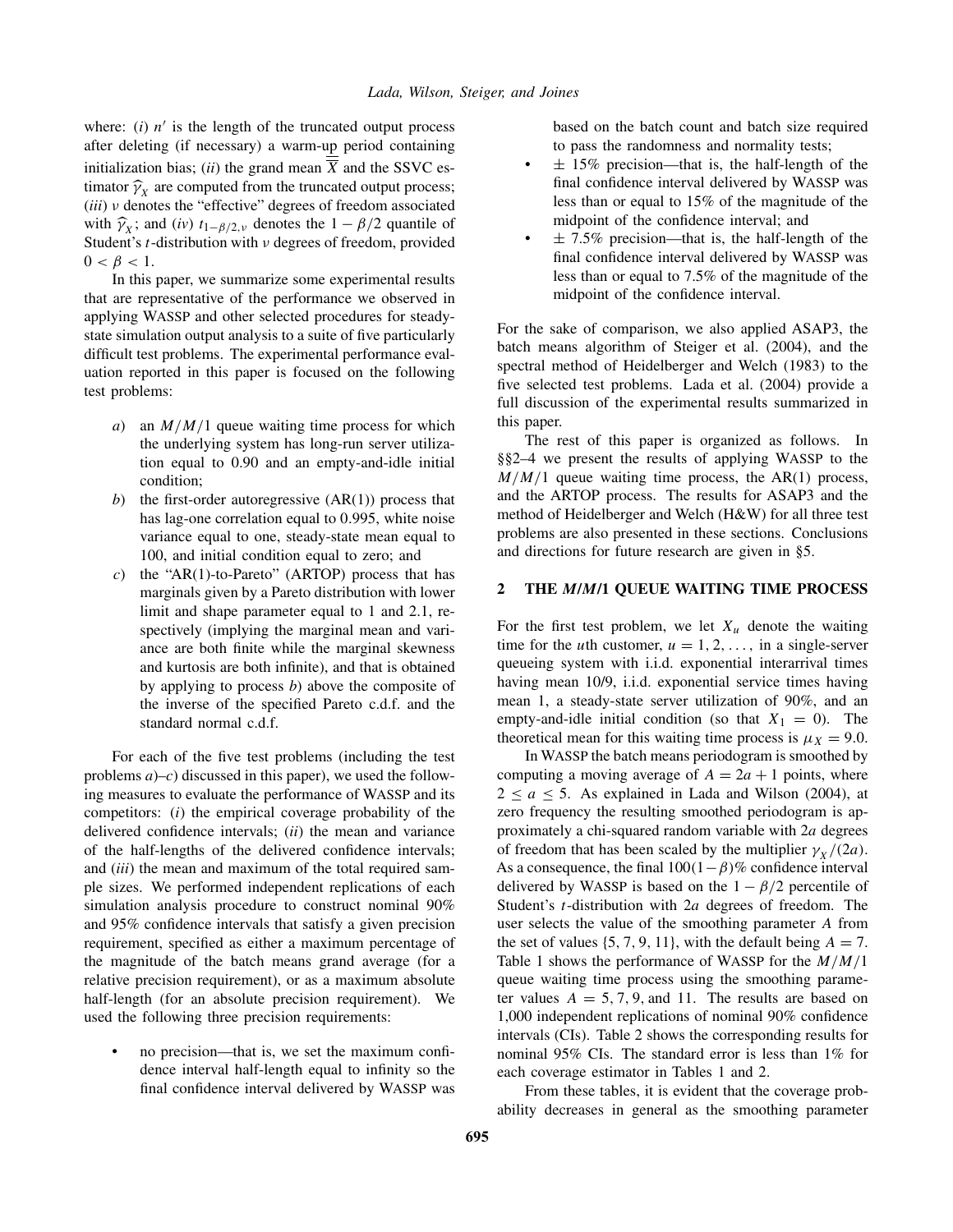where: (*i*) $n'$ is the length of the truncated output process after deleting (if necessary) a warm-up period containing initialization bias; (*ii*) the grand mean $\overline{\overline{X}}$ and the SSVC estimator $\widehat{\gamma}_X$ are computed from the truncated output process; (*iii*) $\nu$ denotes the "effective" degrees of freedom associated with $\widehat{\gamma}_X$; and (*iv*) $t_{1-\beta/2,\nu}$ denotes the $1-\beta/2$ quantile of Student's $t$-distribution with $\nu$ degrees of freedom, provided $0 < \beta < 1$.

In this paper, we summarize some experimental results that are representative of the performance we observed in applying WASSP and other selected procedures for steady-state simulation output analysis to a suite of five particularly difficult test problems. The experimental performance evaluation reported in this paper is focused on the following test problems:

*a*) an $M/M/1$ queue waiting time process for which the underlying system has long-run server utilization equal to 0.90 and an empty-and-idle initial condition;

*b*) the first-order autoregressive (AR(1)) process that has lag-one correlation equal to 0.995, white noise variance equal to one, steady-state mean equal to 100, and initial condition equal to zero; and

*c*) the "AR(1)-to-Pareto" (ARTOP) process that has marginals given by a Pareto distribution with lower limit and shape parameter equal to 1 and 2.1, respectively (implying the marginal mean and variance are both finite while the marginal skewness and kurtosis are both infinite), and that is obtained by applying to process *b*) above the composite of the inverse of the specified Pareto c.d.f. and the standard normal c.d.f.

For each of the five test problems (including the test problems *a*)–*c*) discussed in this paper), we used the following measures to evaluate the performance of WASSP and its competitors: (*i*) the empirical coverage probability of the delivered confidence intervals; (*ii*) the mean and variance of the half-lengths of the delivered confidence intervals; and (*iii*) the mean and maximum of the total required sample sizes. We performed independent replications of each simulation analysis procedure to construct nominal 90% and 95% confidence intervals that satisfy a given precision requirement, specified as either a maximum percentage of the magnitude of the batch means grand average (for a relative precision requirement), or as a maximum absolute half-length (for an absolute precision requirement). We used the following three precision requirements:

- no precision—that is, we set the maximum confidence interval half-length equal to infinity so the final confidence interval delivered by WASSP was based on the batch count and batch size required to pass the randomness and normality tests;
- $\pm$ 15% precision—that is, the half-length of the final confidence interval delivered by WASSP was less than or equal to 15% of the magnitude of the midpoint of the confidence interval; and
- $\pm$ 7.5% precision—that is, the half-length of the final confidence interval delivered by WASSP was less than or equal to 7.5% of the magnitude of the midpoint of the confidence interval.

For the sake of comparison, we also applied ASAP3, the batch means algorithm of Steiger et al. (2004), and the spectral method of Heidelberger and Welch (1983) to the five selected test problems. Lada et al. (2004) provide a full discussion of the experimental results summarized in this paper.

The rest of this paper is organized as follows. In §§2–4 we present the results of applying WASSP to the $M/M/1$ queue waiting time process, the AR(1) process, and the ARTOP process. The results for ASAP3 and the method of Heidelberger and Welch (H&W) for all three test problems are also presented in these sections. Conclusions and directions for future research are given in §5.

## 2 THE $M/M/1$ QUEUE WAITING TIME PROCESS

For the first test problem, we let $X_u$ denote the waiting time for the $u$th customer, $u = 1, 2, \ldots$, in a single-server queueing system with i.i.d. exponential interarrival times having mean 10/9, i.i.d. exponential service times having mean 1, a steady-state server utilization of 90%, and an empty-and-idle initial condition (so that $X_1 = 0$). The theoretical mean for this waiting time process is $\mu_X = 9.0$.

In WASSP the batch means periodogram is smoothed by computing a moving average of $A = 2a + 1$ points, where $2 \le a \le 5$. As explained in Lada and Wilson (2004), at zero frequency the resulting smoothed periodogram is approximately a chi-squared random variable with $2a$ degrees of freedom that has been scaled by the multiplier $\gamma_X/(2a)$. As a consequence, the final $100(1-\beta)$% confidence interval delivered by WASSP is based on the $1-\beta/2$ percentile of Student's $t$-distribution with $2a$ degrees of freedom. The user selects the value of the smoothing parameter $A$ from the set of values $\{5, 7, 9, 11\}$, with the default being $A = 7$. Table 1 shows the performance of WASSP for the $M/M/1$ queue waiting time process using the smoothing parameter values $A = 5, 7, 9,$ and 11. The results are based on 1,000 independent replications of nominal 90% confidence intervals (CIs). Table 2 shows the corresponding results for nominal 95% CIs. The standard error is less than 1% for each coverage estimator in Tables 1 and 2.

From these tables, it is evident that the coverage probability decreases in general as the smoothing parameter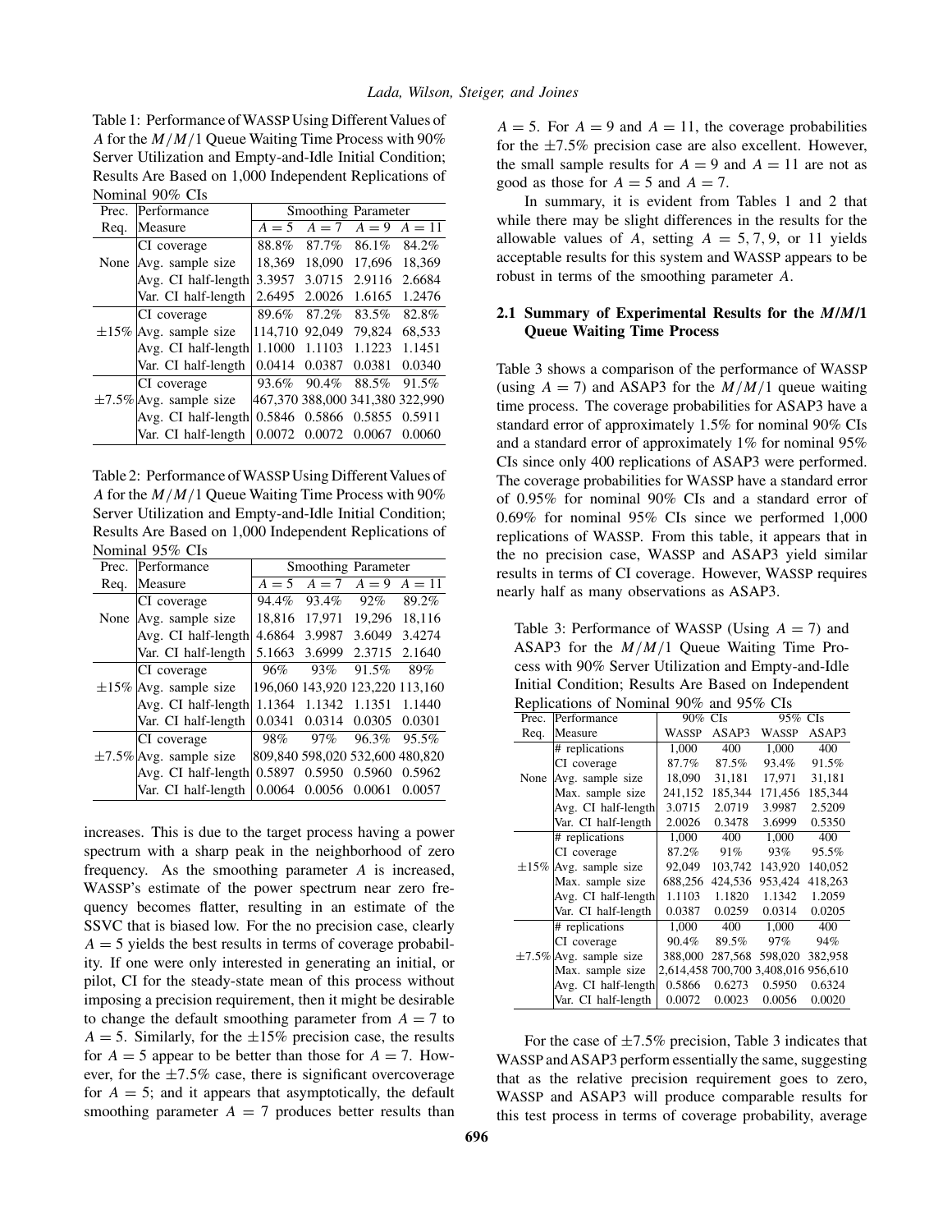Table 1: Performance of WASSP Using Different Values of $A$ for the $M/M/1$ Queue Waiting Time Process with 90% Server Utilization and Empty-and-Idle Initial Condition; Results Are Based on 1,000 Independent Replications of Nominal 90% CIs

| Prec. Req. | Performance Measure | Smoothing Parameter | | | |
|---|---|---|---|---|---|
| | | $A = 5$ | $A = 7$ | $A = 9$ | $A = 11$ |
| None | CI coverage | 88.8% | 87.7% | 86.1% | 84.2% |
| | Avg. sample size | 18,369 | 18,090 | 17,696 | 18,369 |
| | Avg. CI half-length | 3.3957 | 3.0715 | 2.9116 | 2.6684 |
| | Var. CI half-length | 2.6495 | 2.0026 | 1.6165 | 1.2476 |
| ±15% | CI coverage | 89.6% | 87.2% | 83.5% | 82.8% |
| | Avg. sample size | 114,710 | 92,049 | 79,824 | 68,533 |
| | Avg. CI half-length | 1.1000 | 1.1103 | 1.1223 | 1.1451 |
| | Var. CI half-length | 0.0414 | 0.0387 | 0.0381 | 0.0340 |
| ±7.5% | CI coverage | 93.6% | 90.4% | 88.5% | 91.5% |
| | Avg. sample size | 467,370 | 388,000 | 341,380 | 322,990 |
| | Avg. CI half-length | 0.5846 | 0.5866 | 0.5855 | 0.5911 |
| | Var. CI half-length | 0.0072 | 0.0072 | 0.0067 | 0.0060 |

Table 2: Performance of WASSP Using Different Values of $A$ for the $M/M/1$ Queue Waiting Time Process with 90% Server Utilization and Empty-and-Idle Initial Condition; Results Are Based on 1,000 Independent Replications of Nominal 95% CIs

| Prec. Req. | Performance Measure | Smoothing Parameter | | | |
|---|---|---|---|---|---|
| | | $A = 5$ | $A = 7$ | $A = 9$ | $A = 11$ |
| None | CI coverage | 94.4% | 93.4% | 92% | 89.2% |
| | Avg. sample size | 18,816 | 17,971 | 19,296 | 18,116 |
| | Avg. CI half-length | 4.6864 | 3.9987 | 3.6049 | 3.4274 |
| | Var. CI half-length | 5.1663 | 3.6999 | 2.3715 | 2.1640 |
| ±15% | CI coverage | 96% | 93% | 91.5% | 89% |
| | Avg. sample size | 196,060 | 143,920 | 123,220 | 113,160 |
| | Avg. CI half-length | 1.1364 | 1.1342 | 1.1351 | 1.1440 |
| | Var. CI half-length | 0.0341 | 0.0314 | 0.0305 | 0.0301 |
| ±7.5% | CI coverage | 98% | 97% | 96.3% | 95.5% |
| | Avg. sample size | 809,840 | 598,020 | 532,600 | 480,820 |
| | Avg. CI half-length | 0.5897 | 0.5950 | 0.5960 | 0.5962 |
| | Var. CI half-length | 0.0064 | 0.0056 | 0.0061 | 0.0057 |

increases. This is due to the target process having a power spectrum with a sharp peak in the neighborhood of zero frequency. As the smoothing parameter $A$ is increased, WASSP's estimate of the power spectrum near zero frequency becomes flatter, resulting in an estimate of the SSVC that is biased low. For the no precision case, clearly $A = 5$ yields the best results in terms of coverage probability. If one were only interested in generating an initial, or pilot, CI for the steady-state mean of this process without imposing a precision requirement, then it might be desirable to change the default smoothing parameter from $A = 7$ to $A = 5$. Similarly, for the ±15% precision case, the results for $A = 5$ appear to be better than those for $A = 7$. However, for the ±7.5% case, there is significant overcoverage for $A = 5$; and it appears that asymptotically, the default smoothing parameter $A = 7$ produces better results than $A = 5$. For $A = 9$ and $A = 11$, the coverage probabilities for the ±7.5% precision case are also excellent. However, the small sample results for $A = 9$ and $A = 11$ are not as good as those for $A = 5$ and $A = 7$.

In summary, it is evident from Tables 1 and 2 that while there may be slight differences in the results for the allowable values of $A$, setting $A = 5, 7, 9$, or 11 yields acceptable results for this system and WASSP appears to be robust in terms of the smoothing parameter $A$.

### 2.1 Summary of Experimental Results for the *M/M/1* Queue Waiting Time Process

Table 3 shows a comparison of the performance of WASSP (using $A = 7$) and ASAP3 for the $M/M/1$ queue waiting time process. The coverage probabilities for ASAP3 have a standard error of approximately 1.5% for nominal 90% CIs and a standard error of approximately 1% for nominal 95% CIs since only 400 replications of ASAP3 were performed. The coverage probabilities for WASSP have a standard error of 0.95% for nominal 90% CIs and a standard error of 0.69% for nominal 95% CIs since we performed 1,000 replications of WASSP. From this table, it appears that in the no precision case, WASSP and ASAP3 yield similar results in terms of CI coverage. However, WASSP requires nearly half as many observations as ASAP3.

Table 3: Performance of WASSP (Using $A = 7$) and ASAP3 for the $M/M/1$ Queue Waiting Time Process with 90% Server Utilization and Empty-and-Idle Initial Condition; Results Are Based on Independent Replications of Nominal 90% and 95% CIs

| Prec. Req. | Performance Measure | 90% CIs | | 95% CIs | |
|---|---|---|---|---|---|
| | | WASSP | ASAP3 | WASSP | ASAP3 |
| None | # replications | 1,000 | 400 | 1,000 | 400 |
| | CI coverage | 87.7% | 87.5% | 93.4% | 91.5% |
| | Avg. sample size | 18,090 | 31,181 | 17,971 | 31,181 |
| | Max. sample size | 241,152 | 185,344 | 171,456 | 185,344 |
| | Avg. CI half-length | 3.0715 | 2.0719 | 3.9987 | 2.5209 |
| | Var. CI half-length | 2.0026 | 0.3478 | 3.6999 | 0.5350 |
| ±15% | # replications | 1,000 | 400 | 1,000 | 400 |
| | CI coverage | 87.2% | 91% | 93% | 95.5% |
| | Avg. sample size | 92,049 | 103,742 | 143,920 | 140,052 |
| | Max. sample size | 688,256 | 424,536 | 953,424 | 418,263 |
| | Avg. CI half-length | 1.1103 | 1.1820 | 1.1342 | 1.2059 |
| | Var. CI half-length | 0.0387 | 0.0259 | 0.0314 | 0.0205 |
| ±7.5% | # replications | 1,000 | 400 | 1,000 | 400 |
| | CI coverage | 90.4% | 89.5% | 97% | 94% |
| | Avg. sample size | 388,000 | 287,568 | 598,020 | 382,958 |
| | Max. sample size | 2,614,458 | 700,700 | 3,408,016 | 956,610 |
| | Avg. CI half-length | 0.5866 | 0.6273 | 0.5950 | 0.6324 |
| | Var. CI half-length | 0.0072 | 0.0023 | 0.0056 | 0.0020 |

For the case of ±7.5% precision, Table 3 indicates that WASSP and ASAP3 perform essentially the same, suggesting that as the relative precision requirement goes to zero, WASSP and ASAP3 will produce comparable results for this test process in terms of coverage probability, average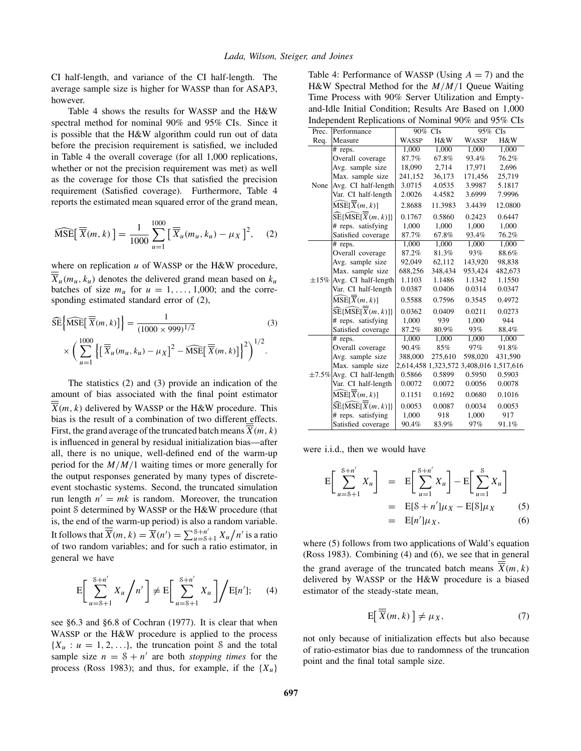CI half-length, and variance of the CI half-length. The average sample size is higher for WASSP than for ASAP3, however.

Table 4 shows the results for WASSP and the H&W spectral method for nominal 90% and 95% CIs. Since it is possible that the H&W algorithm could run out of data before the precision requirement is satisfied, we included in Table 4 the overall coverage (for all 1,000 replications, whether or not the precision requirement was met) as well as the coverage for those CIs that satisfied the precision requirement (Satisfied coverage). Furthermore, Table 4 reports the estimated mean squared error of the grand mean,

$$\widehat{\mathrm{MSE}}\big[\,\overline{\overline{X}}(m,k)\,\big] = \frac{1}{1000}\sum_{u=1}^{1000}\big[\,\overline{\overline{X}}_u(m_u,k_u) - \mu_X\big]^2, \quad (2)$$

where on replication $u$ of WASSP or the H&W procedure, $\overline{\overline{X}}_u(m_u,k_u)$ denotes the delivered grand mean based on $k_u$ batches of size $m_u$ for $u = 1,\ldots,1{,}000$; and the corresponding estimated standard error of (2),

$$\widehat{\mathrm{SE}}\Big\{\widehat{\mathrm{MSE}}\big[\,\overline{\overline{X}}(m,k)\big]\Big\} = \frac{1}{(1000\times 999)^{1/2}} \times\bigg(\sum_{u=1}^{1000}\Big\{\big[\,\overline{\overline{X}}_u(m_u,k_u)-\mu_X\big]^2 - \widehat{\mathrm{MSE}}\big[\,\overline{\overline{X}}(m,k)\big]\Big\}^2\bigg)^{1/2}. \quad (3)$$

The statistics (2) and (3) provide an indication of the amount of bias associated with the final point estimator $\overline{\overline{X}}(m,k)$ delivered by WASSP or the H&W procedure. This bias is the result of a combination of two different effects. First, the grand average of the truncated batch means $\overline{\overline{X}}(m,k)$ is influenced in general by residual initialization bias—after all, there is no unique, well-defined end of the warm-up period for the $M/M/1$ waiting times or more generally for the output responses generated by many types of discrete-event stochastic systems. Second, the truncated simulation run length $n' = mk$ is random. Moreover, the truncation point $\mathcal{S}$ determined by WASSP or the H&W procedure (that is, the end of the warm-up period) is also a random variable. It follows that $\overline{\overline{X}}(m,k) = \overline{X}(n') = \sum_{u=\mathcal{S}+1}^{\mathcal{S}+n'} X_u \big/ n'$ is a ratio of two random variables; and for such a ratio estimator, in general we have

$$\mathrm{E}\bigg[\sum_{u=\mathcal{S}+1}^{\mathcal{S}+n'} X_u \Big/ n'\bigg] \neq \mathrm{E}\bigg[\sum_{u=\mathcal{S}+1}^{\mathcal{S}+n'} X_u\bigg]\Big/\mathrm{E}[n']; \quad (4)$$

see §6.3 and §6.8 of Cochran (1977). It is clear that when WASSP or the H&W procedure is applied to the process $\{X_u : u = 1,2,\ldots\}$, the truncation point $\mathcal{S}$ and the total sample size $n = \mathcal{S} + n'$ are both *stopping times* for the process (Ross 1983); and thus, for example, if the $\{X_u\}$ were i.i.d., then we would have

$$\begin{aligned}\mathrm{E}\bigg[\sum_{u=\mathcal{S}+1}^{\mathcal{S}+n'} X_u\bigg] &= \mathrm{E}\bigg[\sum_{u=1}^{\mathcal{S}+n'} X_u\bigg] - \mathrm{E}\bigg[\sum_{u=1}^{\mathcal{S}} X_u\bigg] \\ &= \mathrm{E}[\mathcal{S}+n']\mu_X - \mathrm{E}[\mathcal{S}]\mu_X \quad (5)\\ &= \mathrm{E}[n']\mu_X, \quad (6)\end{aligned}$$

where (5) follows from two applications of Wald's equation (Ross 1983). Combining (4) and (6), we see that in general the grand average of the truncated batch means $\overline{\overline{X}}(m,k)$ delivered by WASSP or the H&W procedure is a biased estimator of the steady-state mean,

$$\mathrm{E}\big[\,\overline{\overline{X}}(m,k)\,\big] \neq \mu_X, \quad (7)$$

not only because of initialization effects but also because of ratio-estimator bias due to randomness of the truncation point and the final total sample size.

Table 4: Performance of WASSP (Using $A = 7$) and the H&W Spectral Method for the $M/M/1$ Queue Waiting Time Process with 90% Server Utilization and Empty-and-Idle Initial Condition; Results Are Based on 1,000 Independent Replications of Nominal 90% and 95% CIs

| Prec. Req. | Performance Measure | 90% CIs WASSP | 90% CIs H&W | 95% CIs WASSP | 95% CIs H&W |
|---|---|---|---|---|---|
| None | # reps. | 1,000 | 1,000 | 1,000 | 1,000 |
| | Overall coverage | 87.7% | 67.8% | 93.4% | 76.2% |
| | Avg. sample size | 18,090 | 2,714 | 17,971 | 2,696 |
| | Max. sample size | 241,152 | 36,173 | 171,456 | 25,719 |
| | Avg. CI half-length | 3.0715 | 4.0535 | 3.9987 | 5.1817 |
| | Var. CI half-length | 2.0026 | 4.4582 | 3.6999 | 7.9996 |
| | $\widehat{\mathrm{MSE}}[\overline{\overline{X}}(m,k)]$ | 2.8688 | 11.3983 | 3.4439 | 12.0800 |
| | $\widehat{\mathrm{SE}}\{\widehat{\mathrm{MSE}}[\overline{\overline{X}}(m,k)]\}$ | 0.1767 | 0.5860 | 0.2423 | 0.6447 |
| | # reps. satisfying | 1,000 | 1,000 | 1,000 | 1,000 |
| | Satisfied coverage | 87.7% | 67.8% | 93.4% | 76.2% |
| ±15% | # reps. | 1,000 | 1,000 | 1,000 | 1,000 |
| | Overall coverage | 87.2% | 81.3% | 93% | 88.6% |
| | Avg. sample size | 92,049 | 62,112 | 143,920 | 98,838 |
| | Max. sample size | 688,256 | 348,434 | 953,424 | 482,673 |
| | Avg. CI half-length | 1.1103 | 1.1486 | 1.1342 | 1.1550 |
| | Var. CI half-length | 0.0387 | 0.0406 | 0.0314 | 0.0347 |
| | $\widehat{\mathrm{MSE}}[\overline{\overline{X}}(m,k)]$ | 0.5588 | 0.7596 | 0.3545 | 0.4972 |
| | $\widehat{\mathrm{SE}}\{\widehat{\mathrm{MSE}}[\overline{\overline{X}}(m,k)]\}$ | 0.0362 | 0.0409 | 0.0211 | 0.0273 |
| | # reps. satisfying | 1,000 | 939 | 1,000 | 944 |
| | Satisfied coverage | 87.2% | 80.9% | 93% | 88.4% |
| ±7.5% | # reps. | 1,000 | 1,000 | 1,000 | 1,000 |
| | Overall coverage | 90.4% | 85% | 97% | 91.8% |
| | Avg. sample size | 388,000 | 275,610 | 598,020 | 431,590 |
| | Max. sample size | 2,614,458 | 1,323,572 | 3,408,016 | 1,517,616 |
| | Avg. CI half-length | 0.5866 | 0.5899 | 0.5950 | 0.5903 |
| | Var. CI half-length | 0.0072 | 0.0072 | 0.0056 | 0.0078 |
| | $\widehat{\mathrm{MSE}}[\overline{\overline{X}}(m,k)]$ | 0.1151 | 0.1692 | 0.0680 | 0.1016 |
| | $\widehat{\mathrm{SE}}\{\widehat{\mathrm{MSE}}[\overline{\overline{X}}(m,k)]\}$ | 0.0053 | 0.0087 | 0.0034 | 0.0053 |
| | # reps. satisfying | 1,000 | 918 | 1,000 | 917 |
| | Satisfied coverage | 90.4% | 83.9% | 97% | 91.1% |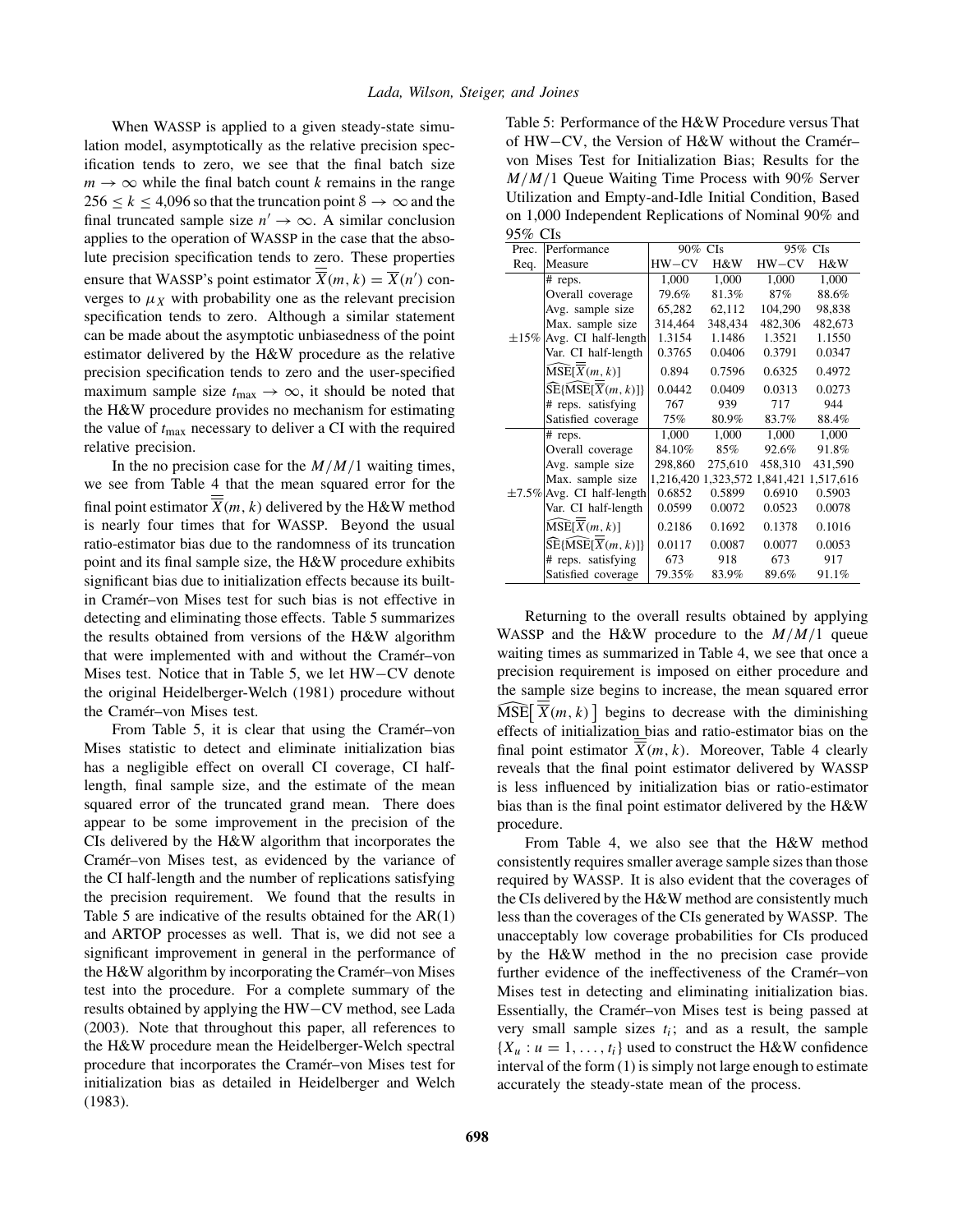When WASSP is applied to a given steady-state simulation model, asymptotically as the relative precision specification tends to zero, we see that the final batch size $m \to \infty$ while the final batch count $k$ remains in the range $256 \leq k \leq 4{,}096$ so that the truncation point $\mathcal{S} \to \infty$ and the final truncated sample size $n' \to \infty$. A similar conclusion applies to the operation of WASSP in the case that the absolute precision specification tends to zero. These properties ensure that WASSP's point estimator $\overline{\overline{X}}(m,k) = \overline{X}(n')$ converges to $\mu_X$ with probability one as the relevant precision specification tends to zero. Although a similar statement can be made about the asymptotic unbiasedness of the point estimator delivered by the H&W procedure as the relative precision specification tends to zero and the user-specified maximum sample size $t_{\max} \to \infty$, it should be noted that the H&W procedure provides no mechanism for estimating the value of $t_{\max}$ necessary to deliver a CI with the required relative precision.

In the no precision case for the $M/M/1$ waiting times, we see from Table 4 that the mean squared error for the final point estimator $\overline{\overline{X}}(m,k)$ delivered by the H&W method is nearly four times that for WASSP. Beyond the usual ratio-estimator bias due to the randomness of its truncation point and its final sample size, the H&W procedure exhibits significant bias due to initialization effects because its built-in Cramér–von Mises test for such bias is not effective in detecting and eliminating those effects. Table 5 summarizes the results obtained from versions of the H&W algorithm that were implemented with and without the Cramér–von Mises test. Notice that in Table 5, we let HW−CV denote the original Heidelberger-Welch (1981) procedure without the Cramér–von Mises test.

From Table 5, it is clear that using the Cramér–von Mises statistic to detect and eliminate initialization bias has a negligible effect on overall CI coverage, CI half-length, final sample size, and the estimate of the mean squared error of the truncated grand mean. There does appear to be some improvement in the precision of the CIs delivered by the H&W algorithm that incorporates the Cramér–von Mises test, as evidenced by the variance of the CI half-length and the number of replications satisfying the precision requirement. We found that the results in Table 5 are indicative of the results obtained for the AR(1) and ARTOP processes as well. That is, we did not see a significant improvement in general in the performance of the H&W algorithm by incorporating the Cramér–von Mises test into the procedure. For a complete summary of the results obtained by applying the HW−CV method, see Lada (2003). Note that throughout this paper, all references to the H&W procedure mean the Heidelberger-Welch spectral procedure that incorporates the Cramér–von Mises test for initialization bias as detailed in Heidelberger and Welch (1983).

Table 5: Performance of the H&W Procedure versus That of HW−CV, the Version of H&W without the Cramér–von Mises Test for Initialization Bias; Results for the $M/M/1$ Queue Waiting Time Process with 90% Server Utilization and Empty-and-Idle Initial Condition, Based on 1,000 Independent Replications of Nominal 90% and 95% CIs

| Prec. Req. | Performance Measure | 90% CIs HW−CV | 90% CIs H&W | 95% CIs HW−CV | 95% CIs H&W |
|---|---|---|---|---|---|
| ±15% | # reps. | 1,000 | 1,000 | 1,000 | 1,000 |
| | Overall coverage | 79.6% | 81.3% | 87% | 88.6% |
| | Avg. sample size | 65,282 | 62,112 | 104,290 | 98,838 |
| | Max. sample size | 314,464 | 348,434 | 482,306 | 482,673 |
| | Avg. CI half-length | 1.3154 | 1.1486 | 1.3521 | 1.1550 |
| | Var. CI half-length | 0.3765 | 0.0406 | 0.3791 | 0.0347 |
| | $\widehat{\text{MSE}}[\overline{\overline{X}}(m,k)]$ | 0.894 | 0.7596 | 0.6325 | 0.4972 |
| | $\widehat{\text{SE}}\{\widehat{\text{MSE}}[\overline{\overline{X}}(m,k)]\}$ | 0.0442 | 0.0409 | 0.0313 | 0.0273 |
| | # reps. satisfying | 767 | 939 | 717 | 944 |
| | Satisfied coverage | 75% | 80.9% | 83.7% | 88.4% |
| ±7.5% | # reps. | 1,000 | 1,000 | 1,000 | 1,000 |
| | Overall coverage | 84.10% | 85% | 92.6% | 91.8% |
| | Avg. sample size | 298,860 | 275,610 | 458,310 | 431,590 |
| | Max. sample size | 1,216,420 | 1,323,572 | 1,841,421 | 1,517,616 |
| | Avg. CI half-length | 0.6852 | 0.5899 | 0.6910 | 0.5903 |
| | Var. CI half-length | 0.0599 | 0.0072 | 0.0523 | 0.0078 |
| | $\widehat{\text{MSE}}[\overline{\overline{X}}(m,k)]$ | 0.2186 | 0.1692 | 0.1378 | 0.1016 |
| | $\widehat{\text{SE}}\{\widehat{\text{MSE}}[\overline{\overline{X}}(m,k)]\}$ | 0.0117 | 0.0087 | 0.0077 | 0.0053 |
| | # reps. satisfying | 673 | 918 | 673 | 917 |
| | Satisfied coverage | 79.35% | 83.9% | 89.6% | 91.1% |

Returning to the overall results obtained by applying WASSP and the H&W procedure to the $M/M/1$ queue waiting times as summarized in Table 4, we see that once a precision requirement is imposed on either procedure and the sample size begins to increase, the mean squared error $\widehat{\text{MSE}}\big[\,\overline{\overline{X}}(m,k)\,\big]$ begins to decrease with the diminishing effects of initialization bias and ratio-estimator bias on the final point estimator $\overline{\overline{X}}(m,k)$. Moreover, Table 4 clearly reveals that the final point estimator delivered by WASSP is less influenced by initialization bias or ratio-estimator bias than is the final point estimator delivered by the H&W procedure.

From Table 4, we also see that the H&W method consistently requires smaller average sample sizes than those required by WASSP. It is also evident that the coverages of the CIs delivered by the H&W method are consistently much less than the coverages of the CIs generated by WASSP. The unacceptably low coverage probabilities for CIs produced by the H&W method in the no precision case provide further evidence of the ineffectiveness of the Cramér–von Mises test in detecting and eliminating initialization bias. Essentially, the Cramér–von Mises test is being passed at very small sample sizes $t_i$; and as a result, the sample $\{X_u : u = 1, \ldots, t_i\}$ used to construct the H&W confidence interval of the form (1) is simply not large enough to estimate accurately the steady-state mean of the process.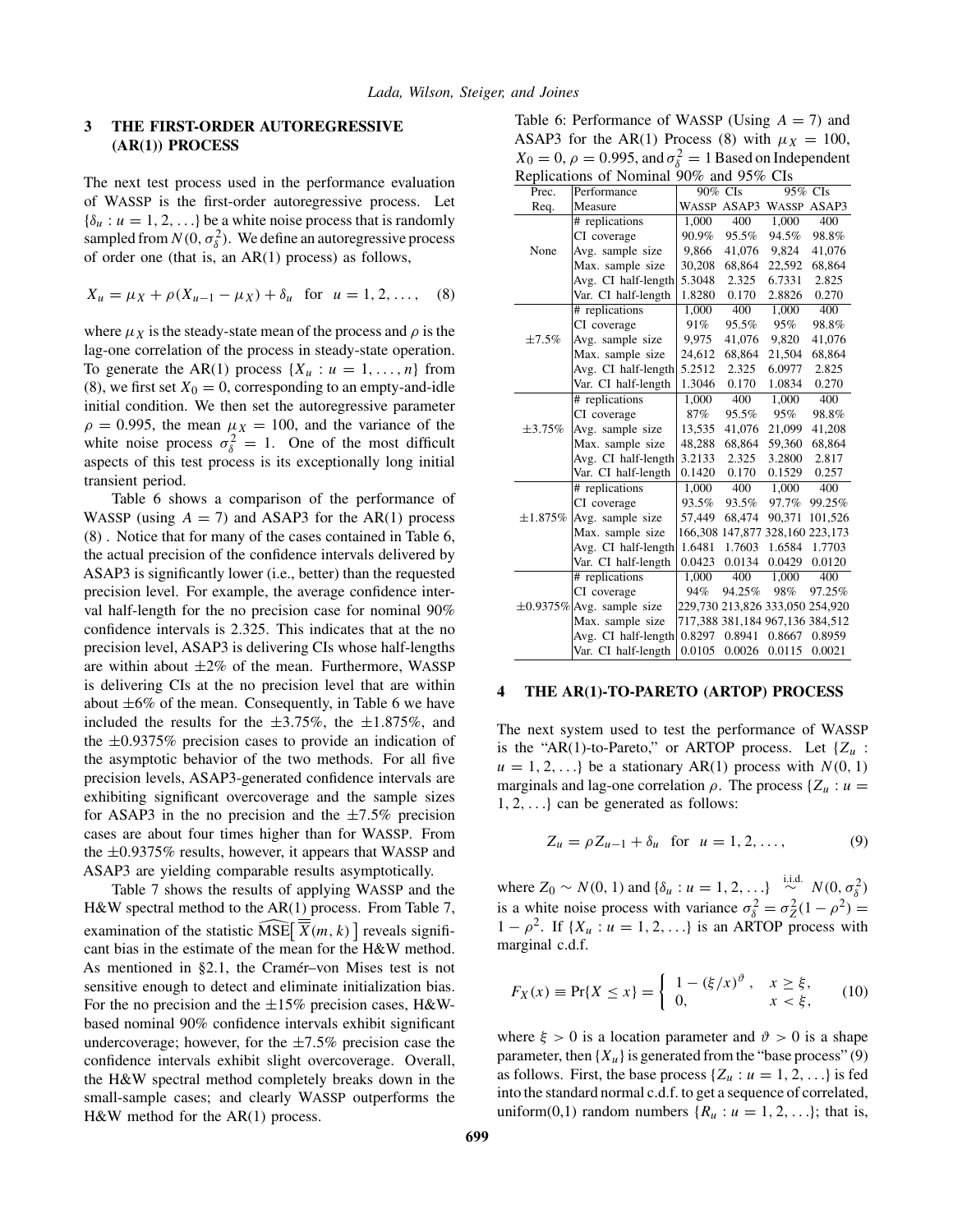## 3 THE FIRST-ORDER AUTOREGRESSIVE (AR(1)) PROCESS

The next test process used in the performance evaluation of WASSP is the first-order autoregressive process. Let $\{\delta_u : u = 1, 2, \ldots\}$ be a white noise process that is randomly sampled from $N(0, \sigma_\delta^2)$. We define an autoregressive process of order one (that is, an AR(1) process) as follows,

$$X_u = \mu_X + \rho(X_{u-1} - \mu_X) + \delta_u \quad \text{for} \quad u = 1, 2, \ldots, \qquad (8)$$

where $\mu_X$ is the steady-state mean of the process and $\rho$ is the lag-one correlation of the process in steady-state operation. To generate the AR(1) process $\{X_u : u = 1, \ldots, n\}$ from (8), we first set $X_0 = 0$, corresponding to an empty-and-idle initial condition. We then set the autoregressive parameter $\rho = 0.995$, the mean $\mu_X = 100$, and the variance of the white noise process $\sigma_\delta^2 = 1$. One of the most difficult aspects of this test process is its exceptionally long initial transient period.

Table 6 shows a comparison of the performance of WASSP (using $A = 7$) and ASAP3 for the AR(1) process (8) . Notice that for many of the cases contained in Table 6, the actual precision of the confidence intervals delivered by ASAP3 is significantly lower (i.e., better) than the requested precision level. For example, the average confidence interval half-length for the no precision case for nominal 90% confidence intervals is 2.325. This indicates that at the no precision level, ASAP3 is delivering CIs whose half-lengths are within about ±2% of the mean. Furthermore, WASSP is delivering CIs at the no precision level that are within about ±6% of the mean. Consequently, in Table 6 we have included the results for the ±3.75%, the ±1.875%, and the ±0.9375% precision cases to provide an indication of the asymptotic behavior of the two methods. For all five precision levels, ASAP3-generated confidence intervals are exhibiting significant overcoverage and the sample sizes for ASAP3 in the no precision and the ±7.5% precision cases are about four times higher than for WASSP. From the ±0.9375% results, however, it appears that WASSP and ASAP3 are yielding comparable results asymptotically.

Table 7 shows the results of applying WASSP and the H&W spectral method to the AR(1) process. From Table 7, examination of the statistic $\widehat{\text{MSE}}\big[\,\overline{X}(m,k)\,\big]$ reveals significant bias in the estimate of the mean for the H&W method. As mentioned in §2.1, the Cramér–von Mises test is not sensitive enough to detect and eliminate initialization bias. For the no precision and the ±15% precision cases, H&W-based nominal 90% confidence intervals exhibit significant undercoverage; however, for the ±7.5% precision case the confidence intervals exhibit slight overcoverage. Overall, the H&W spectral method completely breaks down in the small-sample cases; and clearly WASSP outperforms the H&W method for the AR(1) process.

Table 6: Performance of WASSP (Using $A = 7$) and ASAP3 for the AR(1) Process (8) with $\mu_X = 100$, $X_0 = 0$, $\rho = 0.995$, and $\sigma_\delta^2 = 1$ Based on Independent Replications of Nominal 90% and 95% CIs

| Prec. Req. | Performance Measure | 90% CIs WASSP | 90% CIs ASAP3 | 95% CIs WASSP | 95% CIs ASAP3 |
|---|---|---|---|---|---|
| None | # replications | 1,000 | 400 | 1,000 | 400 |
| | CI coverage | 90.9% | 95.5% | 94.5% | 98.8% |
| | Avg. sample size | 9,866 | 41,076 | 9,824 | 41,076 |
| | Max. sample size | 30,208 | 68,864 | 22,592 | 68,864 |
| | Avg. CI half-length | 5.3048 | 2.325 | 6.7331 | 2.825 |
| | Var. CI half-length | 1.8280 | 0.170 | 2.8826 | 0.270 |
| ±7.5% | # replications | 1,000 | 400 | 1,000 | 400 |
| | CI coverage | 91% | 95.5% | 95% | 98.8% |
| | Avg. sample size | 9,975 | 41,076 | 9,820 | 41,076 |
| | Max. sample size | 24,612 | 68,864 | 21,504 | 68,864 |
| | Avg. CI half-length | 5.2512 | 2.325 | 6.0977 | 2.825 |
| | Var. CI half-length | 1.3046 | 0.170 | 1.0834 | 0.270 |
| ±3.75% | # replications | 1,000 | 400 | 1,000 | 400 |
| | CI coverage | 87% | 95.5% | 95% | 98.8% |
| | Avg. sample size | 13,535 | 41,076 | 21,099 | 41,208 |
| | Max. sample size | 48,288 | 68,864 | 59,360 | 68,864 |
| | Avg. CI half-length | 3.2133 | 2.325 | 3.2800 | 2.817 |
| | Var. CI half-length | 0.1420 | 0.170 | 0.1529 | 0.257 |
| ±1.875% | # replications | 1,000 | 400 | 1,000 | 400 |
| | CI coverage | 93.5% | 93.5% | 97.7% | 99.25% |
| | Avg. sample size | 57,449 | 68,474 | 90,371 | 101,526 |
| | Max. sample size | 166,308 | 147,877 | 328,160 | 223,173 |
| | Avg. CI half-length | 1.6481 | 1.7603 | 1.6584 | 1.7703 |
| | Var. CI half-length | 0.0423 | 0.0134 | 0.0429 | 0.0120 |
| ±0.9375% | # replications | 1,000 | 400 | 1,000 | 400 |
| | CI coverage | 94% | 94.25% | 98% | 97.25% |
| | Avg. sample size | 229,730 | 213,826 | 333,050 | 254,920 |
| | Max. sample size | 717,388 | 381,184 | 967,136 | 384,512 |
| | Avg. CI half-length | 0.8297 | 0.8941 | 0.8667 | 0.8959 |
| | Var. CI half-length | 0.0105 | 0.0026 | 0.0115 | 0.0021 |

## 4 THE AR(1)-TO-PARETO (ARTOP) PROCESS

The next system used to test the performance of WASSP is the "AR(1)-to-Pareto," or ARTOP process. Let $\{Z_u : u = 1, 2, \ldots\}$ be a stationary AR(1) process with $N(0, 1)$ marginals and lag-one correlation $\rho$. The process $\{Z_u : u = 1, 2, \ldots\}$ can be generated as follows:

$$Z_u = \rho Z_{u-1} + \delta_u \quad \text{for} \quad u = 1, 2, \ldots, \qquad (9)$$

where $Z_0 \sim N(0, 1)$ and $\{\delta_u : u = 1, 2, \ldots\} \overset{\text{i.i.d.}}{\sim} N(0, \sigma_\delta^2)$ is a white noise process with variance $\sigma_\delta^2 = \sigma_Z^2(1 - \rho^2) = 1 - \rho^2$. If $\{X_u : u = 1, 2, \ldots\}$ is an ARTOP process with marginal c.d.f.

$$F_X(x) \equiv \Pr\{X \leq x\} = \begin{cases} 1 - (\xi/x)^{\vartheta}, & x \geq \xi, \\ 0, & x < \xi, \end{cases} \qquad (10)$$

where $\xi > 0$ is a location parameter and $\vartheta > 0$ is a shape parameter, then $\{X_u\}$ is generated from the "base process" (9) as follows. First, the base process $\{Z_u : u = 1, 2, \ldots\}$ is fed into the standard normal c.d.f. to get a sequence of correlated, uniform(0,1) random numbers $\{R_u : u = 1, 2, \ldots\}$; that is,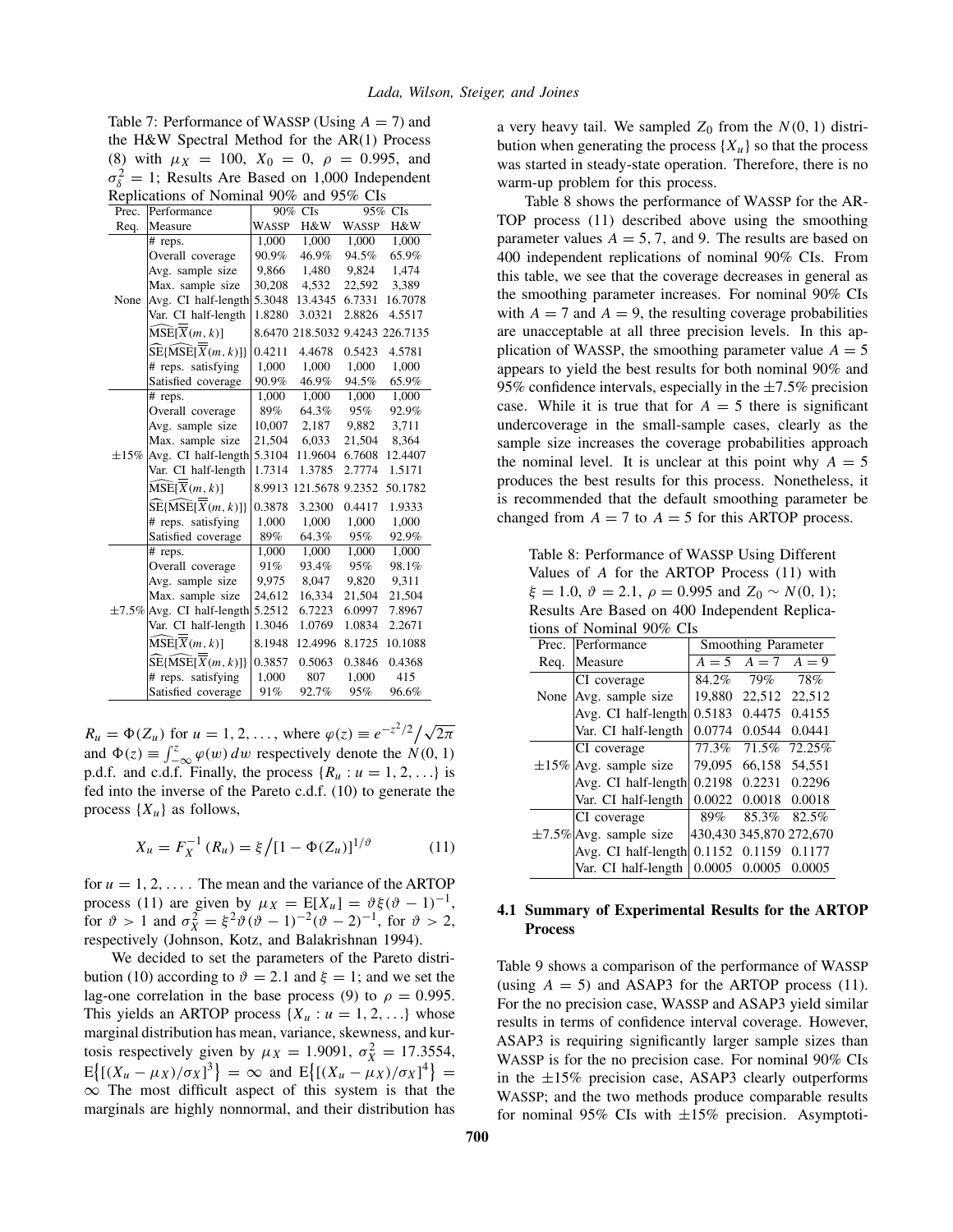Table 7: Performance of WASSP (Using $A = 7$) and the H&W Spectral Method for the AR(1) Process (8) with $\mu_X = 100$, $X_0 = 0$, $\rho = 0.995$, and $\sigma_\delta^2 = 1$; Results Are Based on 1,000 Independent Replications of Nominal 90% and 95% CIs

| Prec. Req. | Performance Measure | 90% CIs WASSP | 90% CIs H&W | 95% CIs WASSP | 95% CIs H&W |
|---|---|---|---|---|---|
| None | # reps. | 1,000 | 1,000 | 1,000 | 1,000 |
| | Overall coverage | 90.9% | 46.9% | 94.5% | 65.9% |
| | Avg. sample size | 9,866 | 1,480 | 9,824 | 1,474 |
| | Max. sample size | 30,208 | 4,532 | 22,592 | 3,389 |
| | Avg. CI half-length | 5.3048 | 13.4345 | 6.7331 | 16.7078 |
| | Var. CI half-length | 1.8280 | 3.0321 | 2.8826 | 4.5517 |
| | $\widehat{\text{MSE}}[\overline{\overline{X}}(m,k)]$ | 8.6470 | 218.5032 | 9.4243 | 226.7135 |
| | $\widehat{\text{SE}}\{\widehat{\text{MSE}}[\overline{\overline{X}}(m,k)]\}$ | 0.4211 | 4.4678 | 0.5423 | 4.5781 |
| | # reps. satisfying | 1,000 | 1,000 | 1,000 | 1,000 |
| | Satisfied coverage | 90.9% | 46.9% | 94.5% | 65.9% |
| ±15% | # reps. | 1,000 | 1,000 | 1,000 | 1,000 |
| | Overall coverage | 89% | 64.3% | 95% | 92.9% |
| | Avg. sample size | 10,007 | 2,187 | 9,882 | 3,711 |
| | Max. sample size | 21,504 | 6,033 | 21,504 | 8,364 |
| | Avg. CI half-length | 5.3104 | 11.9604 | 6.7608 | 12.4407 |
| | Var. CI half-length | 1.7314 | 1.3785 | 2.7774 | 1.5171 |
| | $\widehat{\text{MSE}}[\overline{\overline{X}}(m,k)]$ | 8.9913 | 121.5678 | 9.2352 | 50.1782 |
| | $\widehat{\text{SE}}\{\widehat{\text{MSE}}[\overline{\overline{X}}(m,k)]\}$ | 0.3878 | 3.2300 | 0.4417 | 1.9333 |
| | # reps. satisfying | 1,000 | 1,000 | 1,000 | 1,000 |
| | Satisfied coverage | 89% | 64.3% | 95% | 92.9% |
| ±7.5% | # reps. | 1,000 | 1,000 | 1,000 | 1,000 |
| | Overall coverage | 91% | 93.4% | 95% | 98.1% |
| | Avg. sample size | 9,975 | 8,047 | 9,820 | 9,311 |
| | Max. sample size | 24,612 | 16,334 | 21,504 | 21,504 |
| | Avg. CI half-length | 5.2512 | 6.7223 | 6.0997 | 7.8967 |
| | Var. CI half-length | 1.3046 | 1.0769 | 1.0834 | 2.2671 |
| | $\widehat{\text{MSE}}[\overline{\overline{X}}(m,k)]$ | 8.1948 | 12.4996 | 8.1725 | 10.1088 |
| | $\widehat{\text{SE}}\{\widehat{\text{MSE}}[\overline{\overline{X}}(m,k)]\}$ | 0.3857 | 0.5063 | 0.3846 | 0.4368 |
| | # reps. satisfying | 1,000 | 807 | 1,000 | 415 |
| | Satisfied coverage | 91% | 92.7% | 95% | 96.6% |

$R_u = \Phi(Z_u)$ for $u = 1, 2, \ldots$, where $\varphi(z) \equiv e^{-z^2/2}\big/\sqrt{2\pi}$ and $\Phi(z) \equiv \int_{-\infty}^{z} \varphi(w)\,dw$ respectively denote the $N(0,1)$ p.d.f. and c.d.f. Finally, the process $\{R_u : u = 1, 2, \ldots\}$ is fed into the inverse of the Pareto c.d.f. (10) to generate the process $\{X_u\}$ as follows,

$$X_u = F_X^{-1}(R_u) = \xi\big/[1 - \Phi(Z_u)]^{1/\vartheta} \tag{11}$$

for $u = 1, 2, \ldots$. The mean and the variance of the ARTOP process (11) are given by $\mu_X = \text{E}[X_u] = \vartheta\xi(\vartheta-1)^{-1}$, for $\vartheta > 1$ and $\sigma_X^2 = \xi^2\vartheta(\vartheta-1)^{-2}(\vartheta-2)^{-1}$, for $\vartheta > 2$, respectively (Johnson, Kotz, and Balakrishnan 1994).

We decided to set the parameters of the Pareto distribution (10) according to $\vartheta = 2.1$ and $\xi = 1$; and we set the lag-one correlation in the base process (9) to $\rho = 0.995$. This yields an ARTOP process $\{X_u : u = 1, 2, \ldots\}$ whose marginal distribution has mean, variance, skewness, and kurtosis respectively given by $\mu_X = 1.9091$, $\sigma_X^2 = 17.3554$, $\text{E}\{[(X_u - \mu_X)/\sigma_X]^3\} = \infty$ and $\text{E}\{[(X_u - \mu_X)/\sigma_X]^4\} = \infty$ The most difficult aspect of this system is that the marginals are highly nonnormal, and their distribution has a very heavy tail. We sampled $Z_0$ from the $N(0,1)$ distribution when generating the process $\{X_u\}$ so that the process was started in steady-state operation. Therefore, there is no warm-up problem for this process.

Table 8 shows the performance of WASSP for the ARTOP process (11) described above using the smoothing parameter values $A = 5$, 7, and 9. The results are based on 400 independent replications of nominal 90% CIs. From this table, we see that the coverage decreases in general as the smoothing parameter increases. For nominal 90% CIs with $A = 7$ and $A = 9$, the resulting coverage probabilities are unacceptable at all three precision levels. In this application of WASSP, the smoothing parameter value $A = 5$ appears to yield the best results for both nominal 90% and 95% confidence intervals, especially in the ±7.5% precision case. While it is true that for $A = 5$ there is significant undercoverage in the small-sample cases, clearly as the sample size increases the coverage probabilities approach the nominal level. It is unclear at this point why $A = 5$ produces the best results for this process. Nonetheless, it is recommended that the default smoothing parameter be changed from $A = 7$ to $A = 5$ for this ARTOP process.

Table 8: Performance of WASSP Using Different Values of $A$ for the ARTOP Process (11) with $\xi = 1.0$, $\vartheta = 2.1$, $\rho = 0.995$ and $Z_0 \sim N(0,1)$; Results Are Based on 400 Independent Replications of Nominal 90% CIs

| Prec. Req. | Performance Measure | $A = 5$ | $A = 7$ | $A = 9$ |
|---|---|---|---|---|
| None | CI coverage | 84.2% | 79% | 78% |
| | Avg. sample size | 19,880 | 22,512 | 22,512 |
| | Avg. CI half-length | 0.5183 | 0.4475 | 0.4155 |
| | Var. CI half-length | 0.0774 | 0.0544 | 0.0441 |
| ±15% | CI coverage | 77.3% | 71.5% | 72.25% |
| | Avg. sample size | 79,095 | 66,158 | 54,551 |
| | Avg. CI half-length | 0.2198 | 0.2231 | 0.2296 |
| | Var. CI half-length | 0.0022 | 0.0018 | 0.0018 |
| ±7.5% | CI coverage | 89% | 85.3% | 82.5% |
| | Avg. sample size | 430,430 | 345,870 | 272,670 |
| | Avg. CI half-length | 0.1152 | 0.1159 | 0.1177 |
| | Var. CI half-length | 0.0005 | 0.0005 | 0.0005 |

### 4.1 Summary of Experimental Results for the ARTOP Process

Table 9 shows a comparison of the performance of WASSP (using $A = 5$) and ASAP3 for the ARTOP process (11). For the no precision case, WASSP and ASAP3 yield similar results in terms of confidence interval coverage. However, ASAP3 is requiring significantly larger sample sizes than WASSP is for the no precision case. For nominal 90% CIs in the ±15% precision case, ASAP3 clearly outperforms WASSP; and the two methods produce comparable results for nominal 95% CIs with ±15% precision. Asymptoti-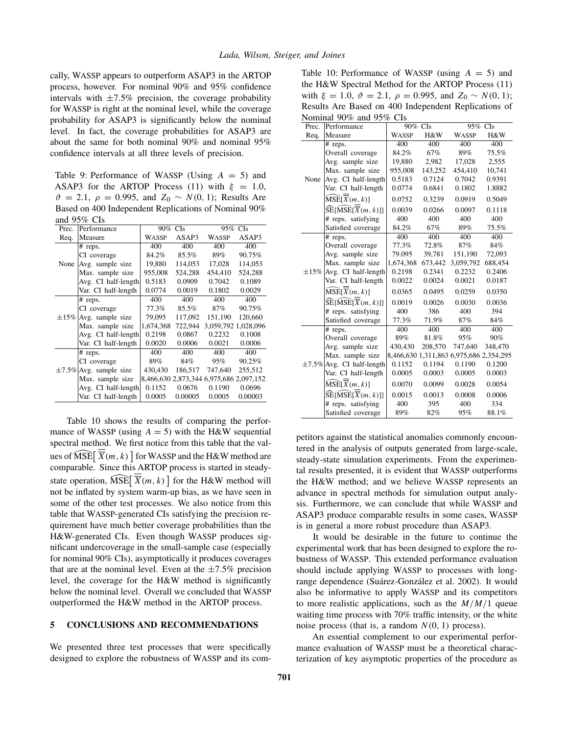cally, WASSP appears to outperform ASAP3 in the ARTOP process, however. For nominal 90% and 95% confidence intervals with ±7.5% precision, the coverage probability for WASSP is right at the nominal level, while the coverage probability for ASAP3 is significantly below the nominal level. In fact, the coverage probabilities for ASAP3 are about the same for both nominal 90% and nominal 95% confidence intervals at all three levels of precision.

Table 9: Performance of WASSP (Using $A = 5$) and ASAP3 for the ARTOP Process (11) with $\xi = 1.0$, $\vartheta = 2.1$, $\rho = 0.995$, and $Z_0 \sim N(0,1)$; Results Are Based on 400 Independent Replications of Nominal 90% and 95% CIs

| Prec. Req. | Performance Measure | 90% CIs | | 95% CIs | |
|---|---|---|---|---|---|
| | | WASSP | ASAP3 | WASSP | ASAP3 |
| None | # reps. | 400 | 400 | 400 | 400 |
| | CI coverage | 84.2% | 85.5% | 89% | 90.75% |
| | Avg. sample size | 19,880 | 114,053 | 17,028 | 114,053 |
| | Max. sample size | 955,008 | 524,288 | 454,410 | 524,288 |
| | Avg. CI half-length | 0.5183 | 0.0909 | 0.7042 | 0.1089 |
| | Var. CI half-length | 0.0774 | 0.0019 | 0.1802 | 0.0029 |
| ±15% | # reps. | 400 | 400 | 400 | 400 |
| | CI coverage | 77.3% | 85.5% | 87% | 90.75% |
| | Avg. sample size | 79,095 | 117,092 | 151,190 | 120,660 |
| | Max. sample size | 1,674,368 | 722,944 | 3,059,792 | 1,028,096 |
| | Avg. CI half-length | 0.2198 | 0.0867 | 0.2232 | 0.1008 |
| | Var. CI half-length | 0.0020 | 0.0006 | 0.0021 | 0.0006 |
| ±7.5% | # reps. | 400 | 400 | 400 | 400 |
| | CI coverage | 89% | 84% | 95% | 90.25% |
| | Avg. sample size | 430,430 | 186,517 | 747,640 | 255,512 |
| | Max. sample size | 8,466,630 | 2,873,344 | 6,975,686 | 2,097,152 |
| | Avg. CI half-length | 0.1152 | 0.0676 | 0.1190 | 0.0696 |
| | Var. CI half-length | 0.0005 | 0.00005 | 0.0005 | 0.00003 |

Table 10 shows the results of comparing the performance of WASSP (using $A = 5$) with the H&W sequential spectral method. We first notice from this table that the values of $\widehat{\mathrm{MSE}}\big[\,\overline{\overline{X}}(m,k)\,\big]$ for WASSP and the H&W method are comparable. Since this ARTOP process is started in steady-state operation, $\widehat{\mathrm{MSE}}\big[\,\overline{\overline{X}}(m,k)\,\big]$ for the H&W method will not be inflated by system warm-up bias, as we have seen in some of the other test processes. We also notice from this table that WASSP-generated CIs satisfying the precision requirement have much better coverage probabilities than the H&W-generated CIs. Even though WASSP produces significant undercoverage in the small-sample case (especially for nominal 90% CIs), asymptotically it produces coverages that are at the nominal level. Even at the ±7.5% precision level, the coverage for the H&W method is significantly below the nominal level. Overall we concluded that WASSP outperformed the H&W method in the ARTOP process.

Table 10: Performance of WASSP (using $A = 5$) and the H&W Spectral Method for the ARTOP Process (11) with $\xi = 1.0$, $\vartheta = 2.1$, $\rho = 0.995$, and $Z_0 \sim N(0,1)$; Results Are Based on 400 Independent Replications of Nominal 90% and 95% CIs

| Prec. Req. | Performance Measure | 90% CIs | | 95% CIs | |
|---|---|---|---|---|---|
| | | WASSP | H&W | WASSP | H&W |
| None | # reps. | 400 | 400 | 400 | 400 |
| | Overall coverage | 84.2% | 67% | 89% | 75.5% |
| | Avg. sample size | 19,880 | 2,982 | 17,028 | 2,555 |
| | Max. sample size | 955,008 | 143,252 | 454,410 | 10,741 |
| | Avg. CI half-length | 0.5183 | 0.7124 | 0.7042 | 0.9391 |
| | Var. CI half-length | 0.0774 | 0.6841 | 0.1802 | 1.8882 |
| | $\widehat{\mathrm{MSE}}[\overline{\overline{X}}(m,k)]$ | 0.0752 | 0.3239 | 0.0919 | 0.5049 |
| | $\widehat{\mathrm{SE}}\{\widehat{\mathrm{MSE}}[\overline{\overline{X}}(m,k)]\}$ | 0.0039 | 0.0266 | 0.0097 | 0.1118 |
| | # reps. satisfying | 400 | 400 | 400 | 400 |
| | Satisfied coverage | 84.2% | 67% | 89% | 75.5% |
| ±15% | # reps. | 400 | 400 | 400 | 400 |
| | Overall coverage | 77.3% | 72.8% | 87% | 84% |
| | Avg. sample size | 79,095 | 39,781 | 151,190 | 72,093 |
| | Max. sample size | 1,674,368 | 673,442 | 3,059,792 | 688,454 |
| | Avg. CI half-length | 0.2198 | 0.2341 | 0.2232 | 0.2406 |
| | Var. CI half-length | 0.0022 | 0.0024 | 0.0021 | 0.0187 |
| | $\widehat{\mathrm{MSE}}[\overline{\overline{X}}(m,k)]$ | 0.0365 | 0.0495 | 0.0259 | 0.0350 |
| | $\widehat{\mathrm{SE}}\{\widehat{\mathrm{MSE}}[\overline{\overline{X}}(m,k)]\}$ | 0.0019 | 0.0026 | 0.0030 | 0.0036 |
| | # reps. satisfying | 400 | 386 | 400 | 394 |
| | Satisfied coverage | 77.3% | 71.9% | 87% | 84% |
| ±7.5% | # reps. | 400 | 400 | 400 | 400 |
| | Overall coverage | 89% | 81.8% | 95% | 90% |
| | Avg. sample size | 430,430 | 208,570 | 747,640 | 348,470 |
| | Max. sample size | 8,466,630 | 1,311,863 | 6,975,686 | 2,354,295 |
| | Avg. CI half-length | 0.1152 | 0.1194 | 0.1190 | 0.1200 |
| | Var. CI half-length | 0.0005 | 0.0003 | 0.0005 | 0.0003 |
| | $\widehat{\mathrm{MSE}}[\overline{\overline{X}}(m,k)]$ | 0.0070 | 0.0099 | 0.0028 | 0.0054 |
| | $\widehat{\mathrm{SE}}\{\widehat{\mathrm{MSE}}[\overline{\overline{X}}(m,k)]\}$ | 0.0015 | 0.0013 | 0.0008 | 0.0006 |
| | # reps. satisfying | 400 | 395 | 400 | 334 |
| | Satisfied coverage | 89% | 82% | 95% | 88.1% |

## 5 CONCLUSIONS AND RECOMMENDATIONS

We presented three test processes that were specifically designed to explore the robustness of WASSP and its competitors against the statistical anomalies commonly encountered in the analysis of outputs generated from large-scale, steady-state simulation experiments. From the experimental results presented, it is evident that WASSP outperforms the H&W method; and we believe WASSP represents an advance in spectral methods for simulation output analysis. Furthermore, we can conclude that while WASSP and ASAP3 produce comparable results in some cases, WASSP is in general a more robust procedure than ASAP3.

It would be desirable in the future to continue the experimental work that has been designed to explore the robustness of WASSP. This extended performance evaluation should include applying WASSP to processes with long-range dependence (Suárez-González et al. 2002). It would also be informative to apply WASSP and its competitors to more realistic applications, such as the $M/M/1$ queue waiting time process with 70% traffic intensity, or the white noise process (that is, a random $N(0,1)$ process).

An essential complement to our experimental performance evaluation of WASSP must be a theoretical characterization of key asymptotic properties of the procedure as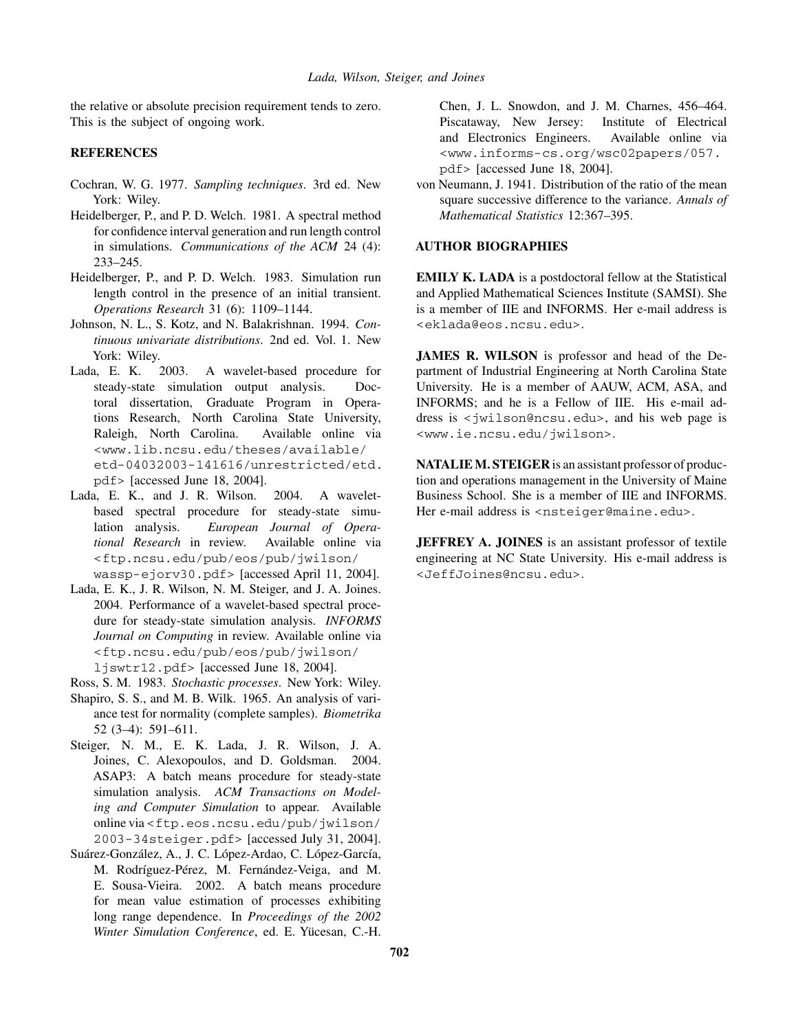the relative or absolute precision requirement tends to zero. This is the subject of ongoing work.

## REFERENCES

Cochran, W. G. 1977. *Sampling techniques*. 3rd ed. New York: Wiley.

Heidelberger, P., and P. D. Welch. 1981. A spectral method for confidence interval generation and run length control in simulations. *Communications of the ACM* 24 (4): 233–245.

Heidelberger, P., and P. D. Welch. 1983. Simulation run length control in the presence of an initial transient. *Operations Research* 31 (6): 1109–1144.

Johnson, N. L., S. Kotz, and N. Balakrishnan. 1994. *Continuous univariate distributions*. 2nd ed. Vol. 1. New York: Wiley.

Lada, E. K. 2003. A wavelet-based procedure for steady-state simulation output analysis. Doctoral dissertation, Graduate Program in Operations Research, North Carolina State University, Raleigh, North Carolina. Available online via <www.lib.ncsu.edu/theses/available/etd-04032003-141616/unrestricted/etd.pdf> [accessed June 18, 2004].

Lada, E. K., and J. R. Wilson. 2004. A wavelet-based spectral procedure for steady-state simulation analysis. *European Journal of Operational Research* in review. Available online via <ftp.ncsu.edu/pub/eos/pub/jwilson/wassp-ejorv30.pdf> [accessed April 11, 2004].

Lada, E. K., J. R. Wilson, N. M. Steiger, and J. A. Joines. 2004. Performance of a wavelet-based spectral procedure for steady-state simulation analysis. *INFORMS Journal on Computing* in review. Available online via <ftp.ncsu.edu/pub/eos/pub/jwilson/ljswtr12.pdf> [accessed June 18, 2004].

Ross, S. M. 1983. *Stochastic processes*. New York: Wiley.

Shapiro, S. S., and M. B. Wilk. 1965. An analysis of variance test for normality (complete samples). *Biometrika* 52 (3–4): 591–611.

Steiger, N. M., E. K. Lada, J. R. Wilson, J. A. Joines, C. Alexopoulos, and D. Goldsman. 2004. ASAP3: A batch means procedure for steady-state simulation analysis. *ACM Transactions on Modeling and Computer Simulation* to appear. Available online via <ftp.eos.ncsu.edu/pub/jwilson/2003-34steiger.pdf> [accessed July 31, 2004].

Suárez-González, A., J. C. López-Ardao, C. López-García, M. Rodríguez-Pérez, M. Fernández-Veiga, and M. E. Sousa-Vieira. 2002. A batch means procedure for mean value estimation of processes exhibiting long range dependence. In *Proceedings of the 2002 Winter Simulation Conference*, ed. E. Yücesan, C.-H. Chen, J. L. Snowdon, and J. M. Charnes, 456–464. Piscataway, New Jersey: Institute of Electrical and Electronics Engineers. Available online via <www.informs-cs.org/wsc02papers/057.pdf> [accessed June 18, 2004].

von Neumann, J. 1941. Distribution of the ratio of the mean square successive difference to the variance. *Annals of Mathematical Statistics* 12:367–395.

## AUTHOR BIOGRAPHIES

**EMILY K. LADA** is a postdoctoral fellow at the Statistical and Applied Mathematical Sciences Institute (SAMSI). She is a member of IIE and INFORMS. Her e-mail address is <eklada@eos.ncsu.edu>.

**JAMES R. WILSON** is professor and head of the Department of Industrial Engineering at North Carolina State University. He is a member of AAUW, ACM, ASA, and INFORMS; and he is a Fellow of IIE. His e-mail address is <jwilson@ncsu.edu>, and his web page is <www.ie.ncsu.edu/jwilson>.

**NATALIE M. STEIGER** is an assistant professor of production and operations management in the University of Maine Business School. She is a member of IIE and INFORMS. Her e-mail address is <nsteiger@maine.edu>.

**JEFFREY A. JOINES** is an assistant professor of textile engineering at NC State University. His e-mail address is <JeffJoines@ncsu.edu>.